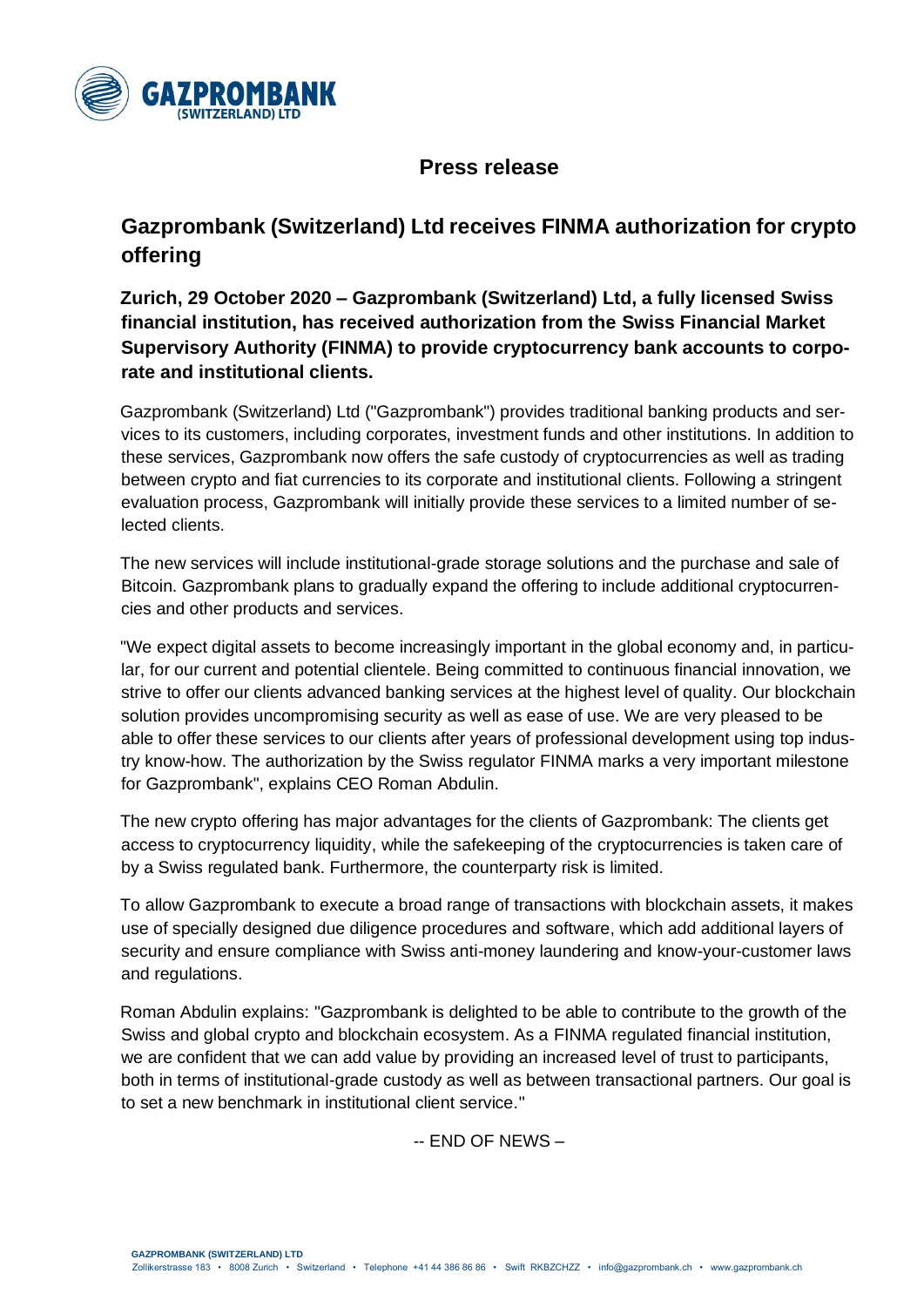# Press release

## Gazprombank (Switzerland) Ltd receives FINMA authorization for crypto offering

**Zurich, 29 October 2020 – Gazprombank (Switzerland) Ltd, a fully licensed Swiss financial institution, has received authorization from the Swiss Financial Market Supervisory Authority (FINMA) to provide cryptocurrency bank accounts to corporate and institutional clients.**

Gazprombank (Switzerland) Ltd ("Gazprombank") provides traditional banking products and services to its customers, including corporates, investment funds and other institutions. In addition to these services, Gazprombank now offers the safe custody of cryptocurrencies as well as trading between crypto and fiat currencies to its corporate and institutional clients. Following a stringent evaluation process, Gazprombank will initially provide these services to a limited number of selected clients.

The new services will include institutional-grade storage solutions and the purchase and sale of Bitcoin. Gazprombank plans to gradually expand the offering to include additional cryptocurrencies and other products and services.

"We expect digital assets to become increasingly important in the global economy and, in particular, for our current and potential clientele. Being committed to continuous financial innovation, we strive to offer our clients advanced banking services at the highest level of quality. Our blockchain solution provides uncompromising security as well as ease of use. We are very pleased to be able to offer these services to our clients after years of professional development using top industry know-how. The authorization by the Swiss regulator FINMA marks a very important milestone for Gazprombank", explains CEO Roman Abdulin.

The new crypto offering has major advantages for the clients of Gazprombank: The clients get access to cryptocurrency liquidity, while the safekeeping of the cryptocurrencies is taken care of by a Swiss regulated bank. Furthermore, the counterparty risk is limited.

To allow Gazprombank to execute a broad range of transactions with blockchain assets, it makes use of specially designed due diligence procedures and software, which add additional layers of security and ensure compliance with Swiss anti-money laundering and know-your-customer laws and regulations.

Roman Abdulin explains: "Gazprombank is delighted to be able to contribute to the growth of the Swiss and global crypto and blockchain ecosystem. As a FINMA regulated financial institution, we are confident that we can add value by providing an increased level of trust to participants, both in terms of institutional-grade custody as well as between transactional partners. Our goal is to set a new benchmark in institutional client service."

-- END OF NEWS –

**GAZPROMBANK (SWITZERLAND) LTD**
Zollikerstrasse 183 • 8008 Zurich • Switzerland • Telephone +41 44 386 86 86 • Swift RKBZCHZZ • info@gazprombank.ch • www.gazprombank.ch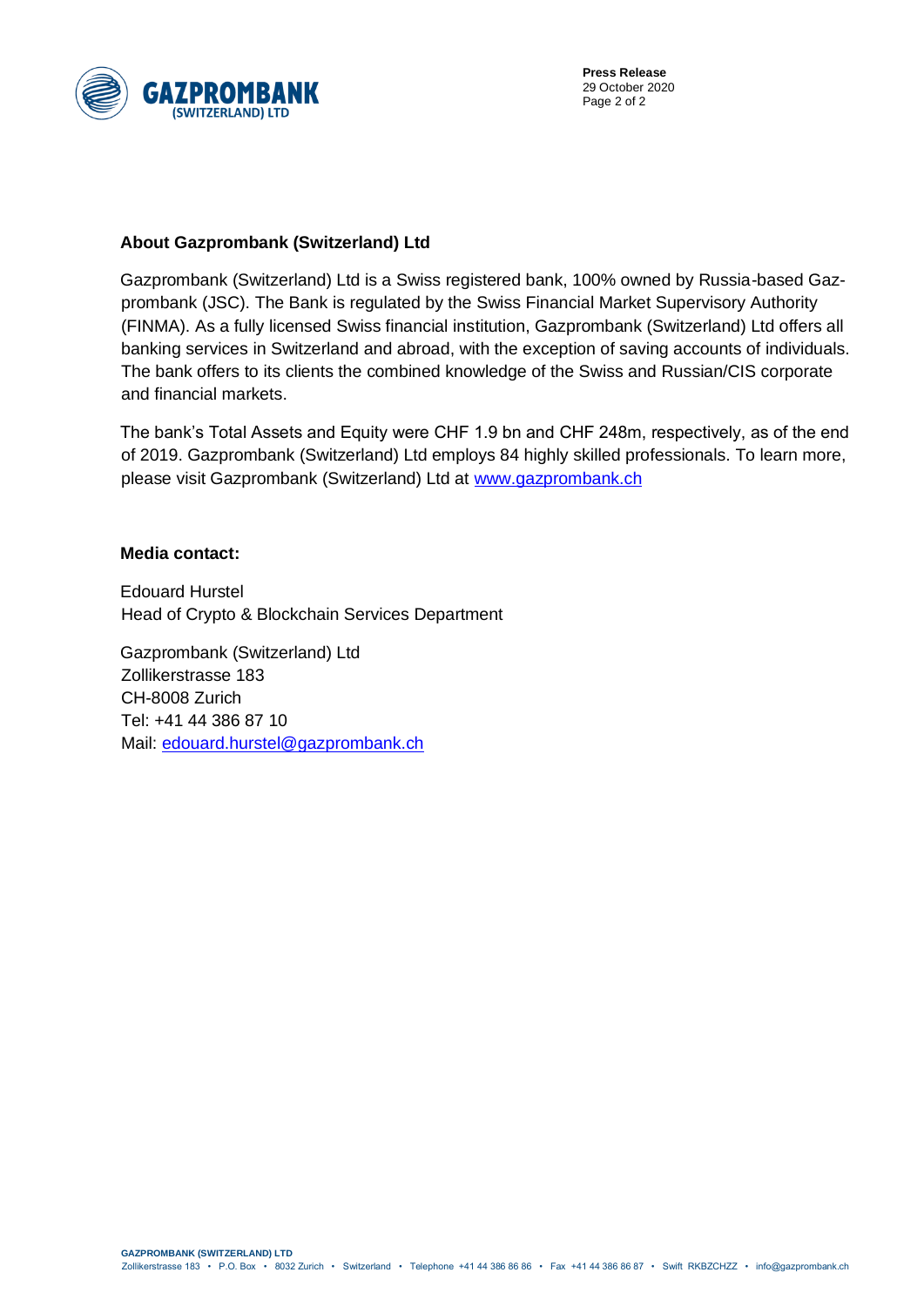## About Gazprombank (Switzerland) Ltd

Gazprombank (Switzerland) Ltd is a Swiss registered bank, 100% owned by Russia-based Gazprombank (JSC). The Bank is regulated by the Swiss Financial Market Supervisory Authority (FINMA). As a fully licensed Swiss financial institution, Gazprombank (Switzerland) Ltd offers all banking services in Switzerland and abroad, with the exception of saving accounts of individuals. The bank offers to its clients the combined knowledge of the Swiss and Russian/CIS corporate and financial markets.

The bank's Total Assets and Equity were CHF 1.9 bn and CHF 248m, respectively, as of the end of 2019. Gazprombank (Switzerland) Ltd employs 84 highly skilled professionals. To learn more, please visit Gazprombank (Switzerland) Ltd at www.gazprombank.ch

**Media contact:**

Edouard Hurstel
Head of Crypto & Blockchain Services Department

Gazprombank (Switzerland) Ltd
Zollikerstrasse 183
CH-8008 Zurich
Tel: +41 44 386 87 10
Mail: edouard.hurstel@gazprombank.ch